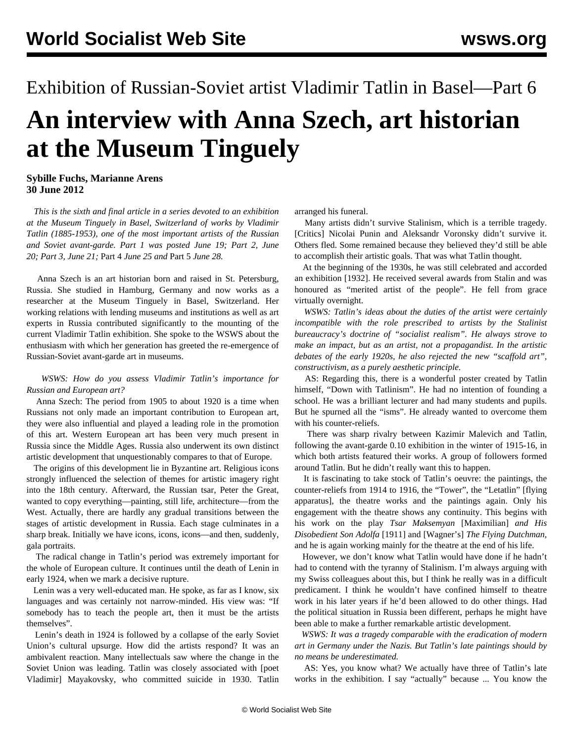# Exhibition of Russian-Soviet artist Vladimir Tatlin in Basel—Part 6

# An interview with Anna Szech, art historian at the Museum Tinguely

**Sybille Fuchs, Marianne Arens**
**30 June 2012**

*This is the sixth and final article in a series devoted to an exhibition at the Museum Tinguely in Basel, Switzerland of works by Vladimir Tatlin (1885-1953), one of the most important artists of the Russian and Soviet avant-garde. Part 1 was posted June 19; Part 2, June 20; Part 3, June 21;* Part 4 *June 25 and* Part 5 *June 28.*

Anna Szech is an art historian born and raised in St. Petersburg, Russia. She studied in Hamburg, Germany and now works as a researcher at the Museum Tinguely in Basel, Switzerland. Her working relations with lending museums and institutions as well as art experts in Russia contributed significantly to the mounting of the current Vladimir Tatlin exhibition. She spoke to the WSWS about the enthusiasm with which her generation has greeted the re-emergence of Russian-Soviet avant-garde art in museums.

*WSWS: How do you assess Vladimir Tatlin's importance for Russian and European art?*

Anna Szech: The period from 1905 to about 1920 is a time when Russians not only made an important contribution to European art, they were also influential and played a leading role in the promotion of this art. Western European art has been very much present in Russia since the Middle Ages. Russia also underwent its own distinct artistic development that unquestionably compares to that of Europe.

The origins of this development lie in Byzantine art. Religious icons strongly influenced the selection of themes for artistic imagery right into the 18th century. Afterward, the Russian tsar, Peter the Great, wanted to copy everything—painting, still life, architecture—from the West. Actually, there are hardly any gradual transitions between the stages of artistic development in Russia. Each stage culminates in a sharp break. Initially we have icons, icons, icons—and then, suddenly, gala portraits.

The radical change in Tatlin's period was extremely important for the whole of European culture. It continues until the death of Lenin in early 1924, when we mark a decisive rupture.

Lenin was a very well-educated man. He spoke, as far as I know, six languages and was certainly not narrow-minded. His view was: "If somebody has to teach the people art, then it must be the artists themselves".

Lenin's death in 1924 is followed by a collapse of the early Soviet Union's cultural upsurge. How did the artists respond? It was an ambivalent reaction. Many intellectuals saw where the change in the Soviet Union was leading. Tatlin was closely associated with [poet Vladimir] Mayakovsky, who committed suicide in 1930. Tatlin arranged his funeral.

Many artists didn't survive Stalinism, which is a terrible tragedy. [Critics] Nicolai Punin and Aleksandr Voronsky didn't survive it. Others fled. Some remained because they believed they'd still be able to accomplish their artistic goals. That was what Tatlin thought.

At the beginning of the 1930s, he was still celebrated and accorded an exhibition [1932]. He received several awards from Stalin and was honoured as "merited artist of the people". He fell from grace virtually overnight.

*WSWS: Tatlin's ideas about the duties of the artist were certainly incompatible with the role prescribed to artists by the Stalinist bureaucracy's doctrine of "socialist realism". He always strove to make an impact, but as an artist, not a propagandist. In the artistic debates of the early 1920s, he also rejected the new "scaffold art", constructivism, as a purely aesthetic principle.*

AS: Regarding this, there is a wonderful poster created by Tatlin himself, "Down with Tatlinism". He had no intention of founding a school. He was a brilliant lecturer and had many students and pupils. But he spurned all the "isms". He already wanted to overcome them with his counter-reliefs.

There was sharp rivalry between Kazimir Malevich and Tatlin, following the avant-garde 0.10 exhibition in the winter of 1915-16, in which both artists featured their works. A group of followers formed around Tatlin. But he didn't really want this to happen.

It is fascinating to take stock of Tatlin's oeuvre: the paintings, the counter-reliefs from 1914 to 1916, the "Tower", the "Letatlin" [flying apparatus], the theatre works and the paintings again. Only his engagement with the theatre shows any continuity. This begins with his work on the play *Tsar Maksemyan* [Maximilian] *and His Disobedient Son Adolfa* [1911] and [Wagner's] *The Flying Dutchman,* and he is again working mainly for the theatre at the end of his life.

However, we don't know what Tatlin would have done if he hadn't had to contend with the tyranny of Stalinism. I'm always arguing with my Swiss colleagues about this, but I think he really was in a difficult predicament. I think he wouldn't have confined himself to theatre work in his later years if he'd been allowed to do other things. Had the political situation in Russia been different, perhaps he might have been able to make a further remarkable artistic development.

*WSWS: It was a tragedy comparable with the eradication of modern art in Germany under the Nazis. But Tatlin's late paintings should by no means be underestimated.*

AS: Yes, you know what? We actually have three of Tatlin's late works in the exhibition. I say "actually" because ... You know the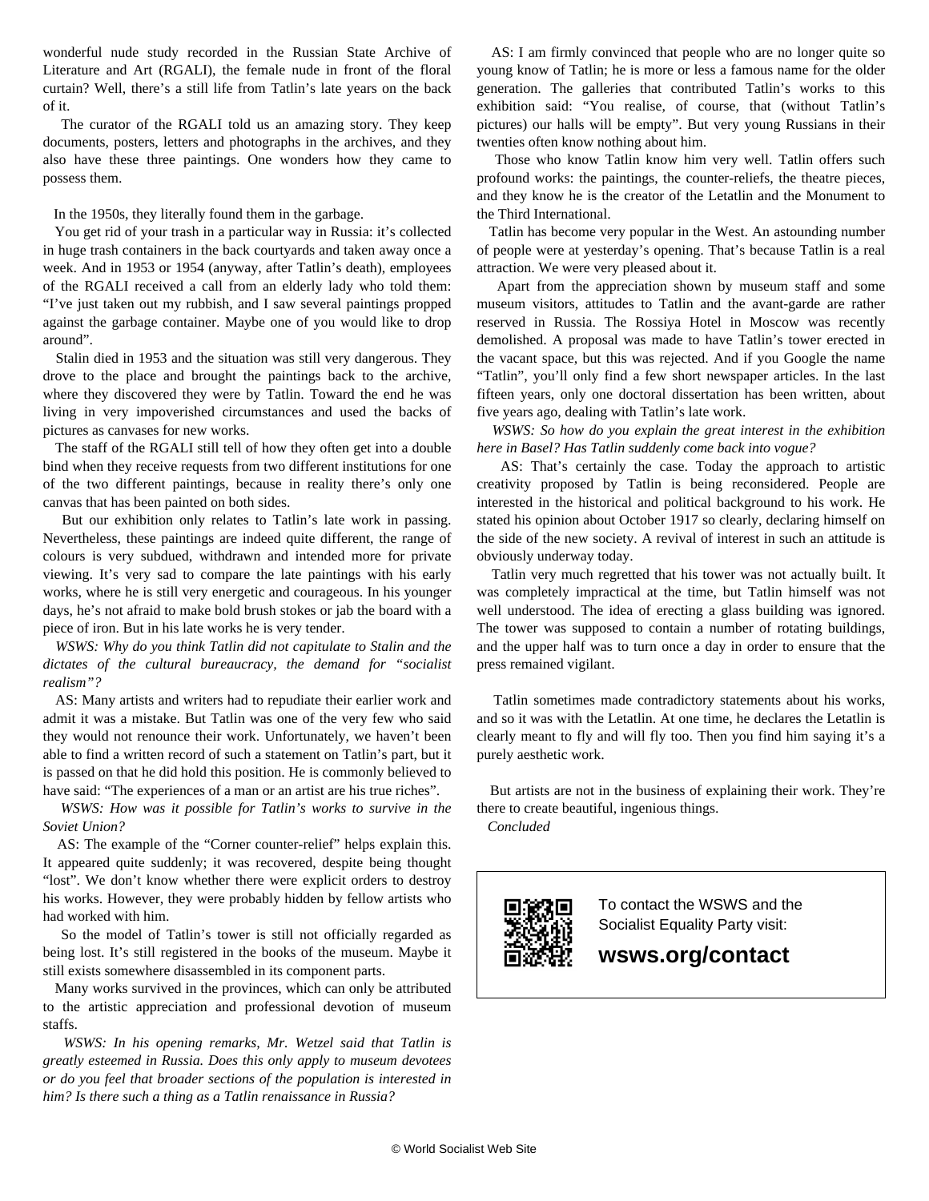wonderful nude study recorded in the Russian State Archive of Literature and Art (RGALI), the female nude in front of the floral curtain? Well, there's a still life from Tatlin's late years on the back of it.

The curator of the RGALI told us an amazing story. They keep documents, posters, letters and photographs in the archives, and they also have these three paintings. One wonders how they came to possess them.

In the 1950s, they literally found them in the garbage.

You get rid of your trash in a particular way in Russia: it's collected in huge trash containers in the back courtyards and taken away once a week. And in 1953 or 1954 (anyway, after Tatlin's death), employees of the RGALI received a call from an elderly lady who told them: "I've just taken out my rubbish, and I saw several paintings propped against the garbage container. Maybe one of you would like to drop around".

Stalin died in 1953 and the situation was still very dangerous. They drove to the place and brought the paintings back to the archive, where they discovered they were by Tatlin. Toward the end he was living in very impoverished circumstances and used the backs of pictures as canvases for new works.

The staff of the RGALI still tell of how they often get into a double bind when they receive requests from two different institutions for one of the two different paintings, because in reality there's only one canvas that has been painted on both sides.

But our exhibition only relates to Tatlin's late work in passing. Nevertheless, these paintings are indeed quite different, the range of colours is very subdued, withdrawn and intended more for private viewing. It's very sad to compare the late paintings with his early works, where he is still very energetic and courageous. In his younger days, he's not afraid to make bold brush stokes or jab the board with a piece of iron. But in his late works he is very tender.

*WSWS: Why do you think Tatlin did not capitulate to Stalin and the dictates of the cultural bureaucracy, the demand for "socialist realism"?*

AS: Many artists and writers had to repudiate their earlier work and admit it was a mistake. But Tatlin was one of the very few who said they would not renounce their work. Unfortunately, we haven't been able to find a written record of such a statement on Tatlin's part, but it is passed on that he did hold this position. He is commonly believed to have said: "The experiences of a man or an artist are his true riches".

*WSWS: How was it possible for Tatlin's works to survive in the Soviet Union?*

AS: The example of the "Corner counter-relief" helps explain this. It appeared quite suddenly; it was recovered, despite being thought "lost". We don't know whether there were explicit orders to destroy his works. However, they were probably hidden by fellow artists who had worked with him.

So the model of Tatlin's tower is still not officially regarded as being lost. It's still registered in the books of the museum. Maybe it still exists somewhere disassembled in its component parts.

Many works survived in the provinces, which can only be attributed to the artistic appreciation and professional devotion of museum staffs.

*WSWS: In his opening remarks, Mr. Wetzel said that Tatlin is greatly esteemed in Russia. Does this only apply to museum devotees or do you feel that broader sections of the population is interested in him? Is there such a thing as a Tatlin renaissance in Russia?*

AS: I am firmly convinced that people who are no longer quite so young know of Tatlin; he is more or less a famous name for the older generation. The galleries that contributed Tatlin's works to this exhibition said: "You realise, of course, that (without Tatlin's pictures) our halls will be empty". But very young Russians in their twenties often know nothing about him.

Those who know Tatlin know him very well. Tatlin offers such profound works: the paintings, the counter-reliefs, the theatre pieces, and they know he is the creator of the Letatlin and the Monument to the Third International.

Tatlin has become very popular in the West. An astounding number of people were at yesterday's opening. That's because Tatlin is a real attraction. We were very pleased about it.

Apart from the appreciation shown by museum staff and some museum visitors, attitudes to Tatlin and the avant-garde are rather reserved in Russia. The Rossiya Hotel in Moscow was recently demolished. A proposal was made to have Tatlin's tower erected in the vacant space, but this was rejected. And if you Google the name "Tatlin", you'll only find a few short newspaper articles. In the last fifteen years, only one doctoral dissertation has been written, about five years ago, dealing with Tatlin's late work.

*WSWS: So how do you explain the great interest in the exhibition here in Basel? Has Tatlin suddenly come back into vogue?*

AS: That's certainly the case. Today the approach to artistic creativity proposed by Tatlin is being reconsidered. People are interested in the historical and political background to his work. He stated his opinion about October 1917 so clearly, declaring himself on the side of the new society. A revival of interest in such an attitude is obviously underway today.

Tatlin very much regretted that his tower was not actually built. It was completely impractical at the time, but Tatlin himself was not well understood. The idea of erecting a glass building was ignored. The tower was supposed to contain a number of rotating buildings, and the upper half was to turn once a day in order to ensure that the press remained vigilant.

Tatlin sometimes made contradictory statements about his works, and so it was with the Letatlin. At one time, he declares the Letatlin is clearly meant to fly and will fly too. Then you find him saying it's a purely aesthetic work.

But artists are not in the business of explaining their work. They're there to create beautiful, ingenious things.

*Concluded*

To contact the WSWS and the Socialist Equality Party visit:

**wsws.org/contact**